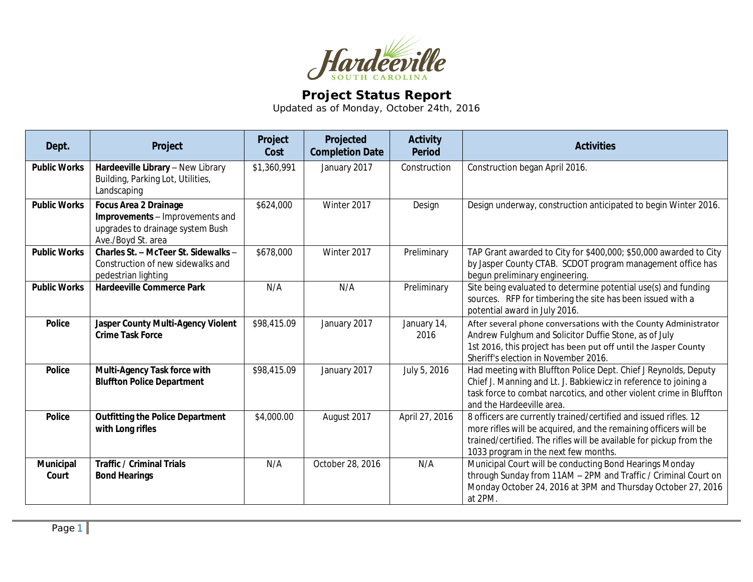Hardeeville
SOUTH CAROLINA

# Project Status Report

Updated as of Monday, October 24th, 2016

| Dept. | Project | Project Cost | Projected Completion Date | Activity Period | Activities |
|---|---|---|---|---|---|
| **Public Works** | **Hardeeville Library** – New Library Building, Parking Lot, Utilities, Landscaping | $1,360,991 | January 2017 | Construction | Construction began April 2016. |
| **Public Works** | **Focus Area 2 Drainage Improvements** – Improvements and upgrades to drainage system Bush Ave./Boyd St. area | $624,000 | Winter 2017 | Design | Design underway, construction anticipated to begin Winter 2016. |
| **Public Works** | **Charles St. – McTeer St. Sidewalks** – Construction of new sidewalks and pedestrian lighting | $678,000 | Winter 2017 | Preliminary | TAP Grant awarded to City for $400,000; $50,000 awarded to City by Jasper County CTAB. SCDOT program management office has begun preliminary engineering. |
| **Public Works** | **Hardeeville Commerce Park** | N/A | N/A | Preliminary | Site being evaluated to determine potential use(s) and funding sources. RFP for timbering the site has been issued with a potential award in July 2016. |
| **Police** | **Jasper County Multi-Agency Violent Crime Task Force** | $98,415.09 | January 2017 | January 14, 2016 | After several phone conversations with the County Administrator Andrew Fulghum and Solicitor Duffie Stone, as of July 1st 2016, this project has been put off until the Jasper County Sheriff's election in November 2016. |
| **Police** | **Multi-Agency Task force with Bluffton Police Department** | $98,415.09 | January 2017 | July 5, 2016 | Had meeting with Bluffton Police Dept. Chief J Reynolds, Deputy Chief J. Manning and Lt. J. Babkiewicz in reference to joining a task force to combat narcotics, and other violent crime in Bluffton and the Hardeeville area. |
| **Police** | **Outfitting the Police Department with Long rifles** | $4,000.00 | August 2017 | April 27, 2016 | 8 officers are currently trained/certified and issued rifles. 12 more rifles will be acquired, and the remaining officers will be trained/certified. The rifles will be available for pickup from the 1033 program in the next few months. |
| **Municipal Court** | **Traffic / Criminal Trials Bond Hearings** | N/A | October 28, 2016 | N/A | Municipal Court will be conducting Bond Hearings Monday through Sunday from 11AM – 2PM and Traffic / Criminal Court on Monday October 24, 2016 at 3PM and Thursday October 27, 2016 at 2PM. |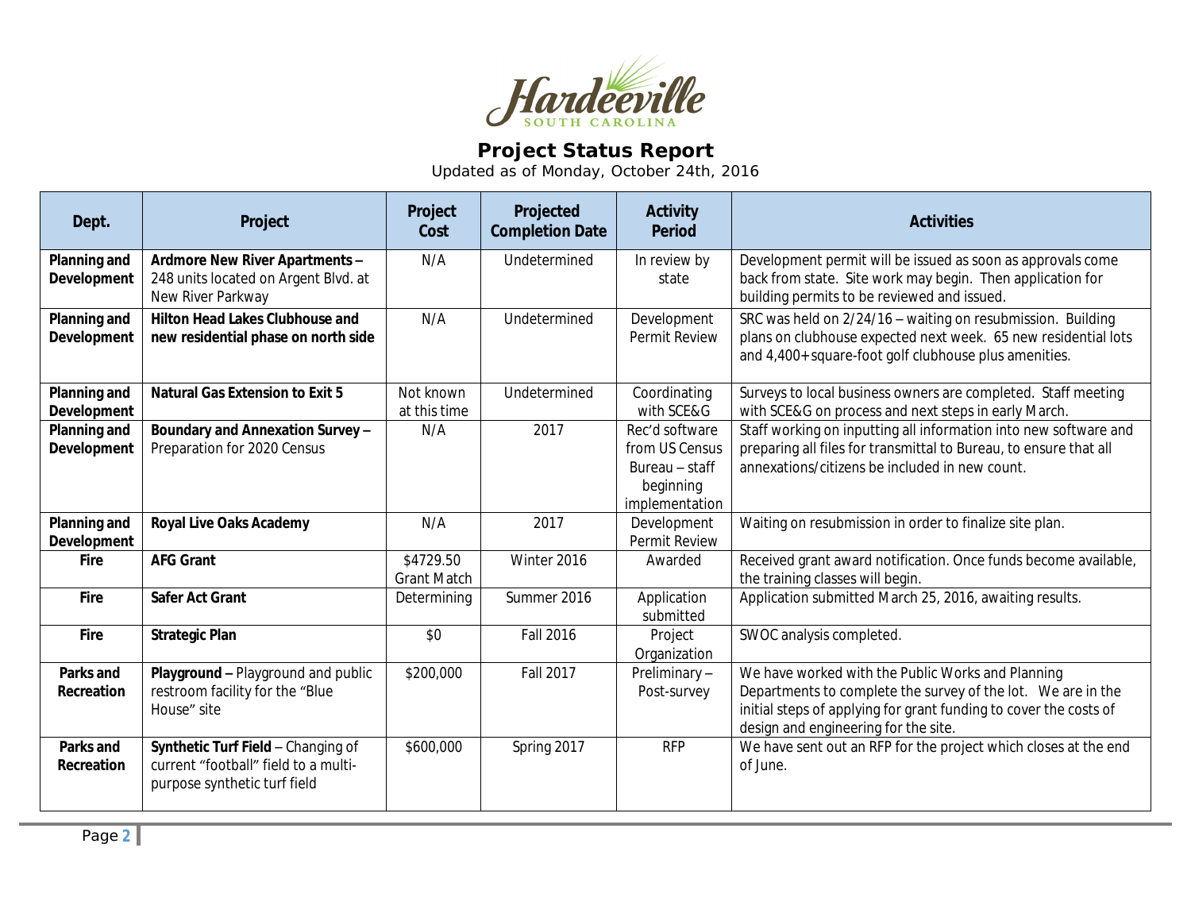Hardeeville
SOUTH CAROLINA

# Project Status Report

Updated as of Monday, October 24th, 2016

| Dept. | Project | Project Cost | Projected Completion Date | Activity Period | Activities |
|---|---|---|---|---|---|
| **Planning and Development** | **Ardmore New River Apartments –** 248 units located on Argent Blvd. at New River Parkway | N/A | Undetermined | In review by state | Development permit will be issued as soon as approvals come back from state. Site work may begin. Then application for building permits to be reviewed and issued. |
| **Planning and Development** | **Hilton Head Lakes Clubhouse and new residential phase on north side** | N/A | Undetermined | Development Permit Review | SRC was held on 2/24/16 – waiting on resubmission. Building plans on clubhouse expected next week. 65 new residential lots and 4,400+ square-foot golf clubhouse plus amenities. |
| **Planning and Development** | **Natural Gas Extension to Exit 5** | Not known at this time | Undetermined | Coordinating with SCE&G | Surveys to local business owners are completed. Staff meeting with SCE&G on process and next steps in early March. |
| **Planning and Development** | **Boundary and Annexation Survey –** Preparation for 2020 Census | N/A | 2017 | Rec'd software from US Census Bureau – staff beginning implementation | Staff working on inputting all information into new software and preparing all files for transmittal to Bureau, to ensure that all annexations/citizens be included in new count. |
| **Planning and Development** | **Royal Live Oaks Academy** | N/A | 2017 | Development Permit Review | Waiting on resubmission in order to finalize site plan. |
| **Fire** | **AFG Grant** | $4729.50 Grant Match | Winter 2016 | Awarded | Received grant award notification. Once funds become available, the training classes will begin. |
| **Fire** | **Safer Act Grant** | Determining | Summer 2016 | Application submitted | Application submitted March 25, 2016, awaiting results. |
| **Fire** | **Strategic Plan** | $0 | Fall 2016 | Project Organization | SWOC analysis completed. |
| **Parks and Recreation** | **Playground –** Playground and public restroom facility for the "Blue House" site | $200,000 | Fall 2017 | Preliminary – Post-survey | We have worked with the Public Works and Planning Departments to complete the survey of the lot. We are in the initial steps of applying for grant funding to cover the costs of design and engineering for the site. |
| **Parks and Recreation** | **Synthetic Turf Field** – Changing of current "football" field to a multi-purpose synthetic turf field | $600,000 | Spring 2017 | RFP | We have sent out an RFP for the project which closes at the end of June. |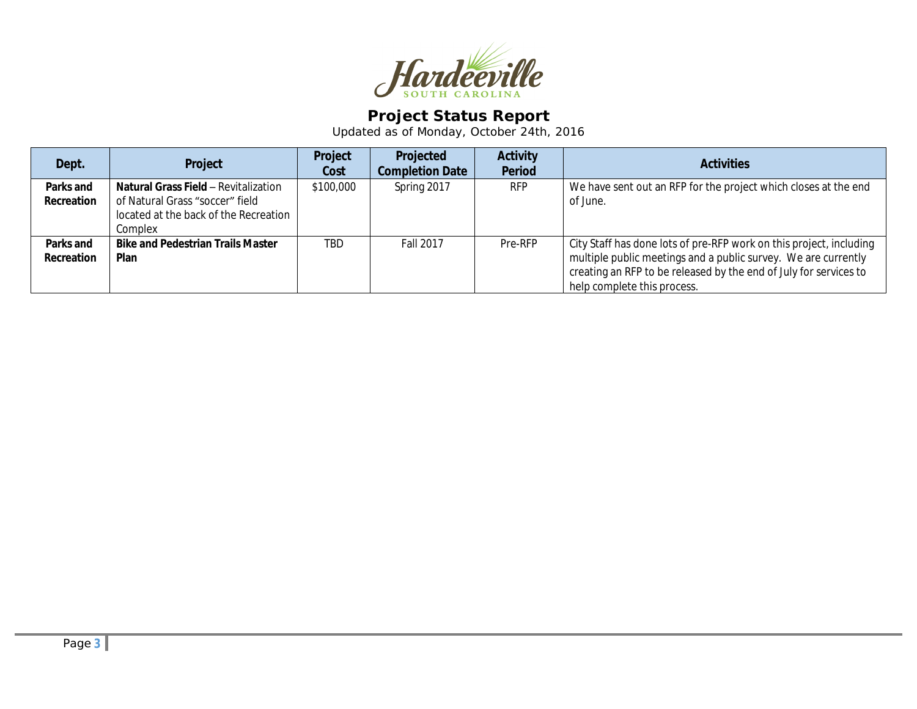# Project Status Report

Updated as of Monday, October 24th, 2016

| Dept. | Project | Project Cost | Projected Completion Date | Activity Period | Activities |
|---|---|---|---|---|---|
| **Parks and Recreation** | **Natural Grass Field** – Revitalization of Natural Grass "soccer" field located at the back of the Recreation Complex | $100,000 | Spring 2017 | RFP | We have sent out an RFP for the project which closes at the end of June. |
| **Parks and Recreation** | **Bike and Pedestrian Trails Master Plan** | TBD | Fall 2017 | Pre-RFP | City Staff has done lots of pre-RFP work on this project, including multiple public meetings and a public survey. We are currently creating an RFP to be released by the end of July for services to help complete this process. |